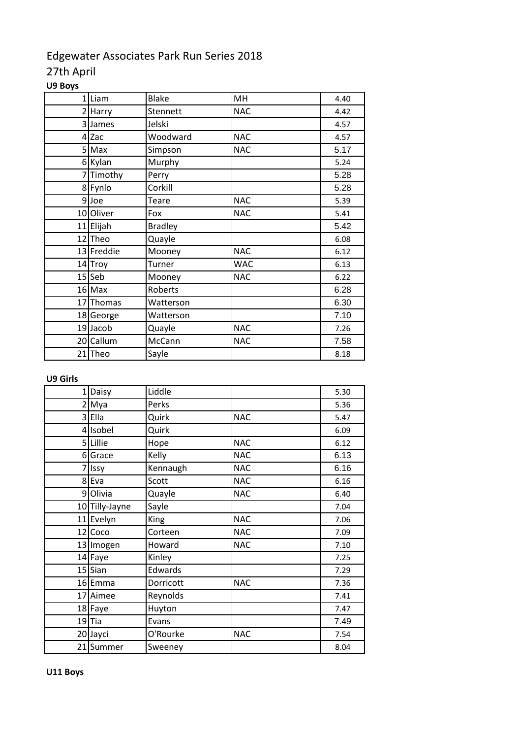# Edgewater Associates Park Run Series 2018

## 27th April

**U9 Boys**

| | | | | |
|---|---|---|---|---|
| 1 | Liam | Blake | MH | 4.40 |
| 2 | Harry | Stennett | NAC | 4.42 |
| 3 | James | Jelski | | 4.57 |
| 4 | Zac | Woodward | NAC | 4.57 |
| 5 | Max | Simpson | NAC | 5.17 |
| 6 | Kylan | Murphy | | 5.24 |
| 7 | Timothy | Perry | | 5.28 |
| 8 | Fynlo | Corkill | | 5.28 |
| 9 | Joe | Teare | NAC | 5.39 |
| 10 | Oliver | Fox | NAC | 5.41 |
| 11 | Elijah | Bradley | | 5.42 |
| 12 | Theo | Quayle | | 6.08 |
| 13 | Freddie | Mooney | NAC | 6.12 |
| 14 | Troy | Turner | WAC | 6.13 |
| 15 | Seb | Mooney | NAC | 6.22 |
| 16 | Max | Roberts | | 6.28 |
| 17 | Thomas | Watterson | | 6.30 |
| 18 | George | Watterson | | 7.10 |
| 19 | Jacob | Quayle | NAC | 7.26 |
| 20 | Callum | McCann | NAC | 7.58 |
| 21 | Theo | Sayle | | 8.18 |

**U9 Girls**

| | | | | |
|---|---|---|---|---|
| 1 | Daisy | Liddle | | 5.30 |
| 2 | Mya | Perks | | 5.36 |
| 3 | Ella | Quirk | NAC | 5.47 |
| 4 | Isobel | Quirk | | 6.09 |
| 5 | Lillie | Hope | NAC | 6.12 |
| 6 | Grace | Kelly | NAC | 6.13 |
| 7 | Issy | Kennaugh | NAC | 6.16 |
| 8 | Eva | Scott | NAC | 6.16 |
| 9 | Olivia | Quayle | NAC | 6.40 |
| 10 | Tilly-Jayne | Sayle | | 7.04 |
| 11 | Evelyn | King | NAC | 7.06 |
| 12 | Coco | Corteen | NAC | 7.09 |
| 13 | Imogen | Howard | NAC | 7.10 |
| 14 | Faye | Kinley | | 7.25 |
| 15 | Sian | Edwards | | 7.29 |
| 16 | Emma | Dorricott | NAC | 7.36 |
| 17 | Aimee | Reynolds | | 7.41 |
| 18 | Faye | Huyton | | 7.47 |
| 19 | Tia | Evans | | 7.49 |
| 20 | Jayci | O'Rourke | NAC | 7.54 |
| 21 | Summer | Sweeney | | 8.04 |

**U11 Boys**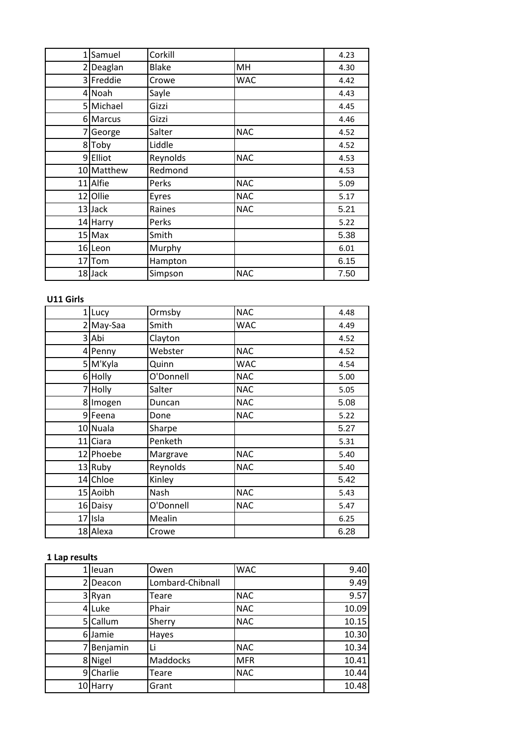| | | | | |
|---|---|---|---|---|
| 1 | Samuel | Corkill | | 4.23 |
| 2 | Deaglan | Blake | MH | 4.30 |
| 3 | Freddie | Crowe | WAC | 4.42 |
| 4 | Noah | Sayle | | 4.43 |
| 5 | Michael | Gizzi | | 4.45 |
| 6 | Marcus | Gizzi | | 4.46 |
| 7 | George | Salter | NAC | 4.52 |
| 8 | Toby | Liddle | | 4.52 |
| 9 | Elliot | Reynolds | NAC | 4.53 |
| 10 | Matthew | Redmond | | 4.53 |
| 11 | Alfie | Perks | NAC | 5.09 |
| 12 | Ollie | Eyres | NAC | 5.17 |
| 13 | Jack | Raines | NAC | 5.21 |
| 14 | Harry | Perks | | 5.22 |
| 15 | Max | Smith | | 5.38 |
| 16 | Leon | Murphy | | 6.01 |
| 17 | Tom | Hampton | | 6.15 |
| 18 | Jack | Simpson | NAC | 7.50 |

**U11 Girls**

| | | | | |
|---|---|---|---|---|
| 1 | Lucy | Ormsby | NAC | 4.48 |
| 2 | May-Saa | Smith | WAC | 4.49 |
| 3 | Abi | Clayton | | 4.52 |
| 4 | Penny | Webster | NAC | 4.52 |
| 5 | M'Kyla | Quinn | WAC | 4.54 |
| 6 | Holly | O'Donnell | NAC | 5.00 |
| 7 | Holly | Salter | NAC | 5.05 |
| 8 | Imogen | Duncan | NAC | 5.08 |
| 9 | Feena | Done | NAC | 5.22 |
| 10 | Nuala | Sharpe | | 5.27 |
| 11 | Ciara | Penketh | | 5.31 |
| 12 | Phoebe | Margrave | NAC | 5.40 |
| 13 | Ruby | Reynolds | NAC | 5.40 |
| 14 | Chloe | Kinley | | 5.42 |
| 15 | Aoibh | Nash | NAC | 5.43 |
| 16 | Daisy | O'Donnell | NAC | 5.47 |
| 17 | Isla | Mealin | | 6.25 |
| 18 | Alexa | Crowe | | 6.28 |

**1 Lap results**

| | | | | |
|---|---|---|---|---|
| 1 | Ieuan | Owen | WAC | 9.40 |
| 2 | Deacon | Lombard-Chibnall | | 9.49 |
| 3 | Ryan | Teare | NAC | 9.57 |
| 4 | Luke | Phair | NAC | 10.09 |
| 5 | Callum | Sherry | NAC | 10.15 |
| 6 | Jamie | Hayes | | 10.30 |
| 7 | Benjamin | Li | NAC | 10.34 |
| 8 | Nigel | Maddocks | MFR | 10.41 |
| 9 | Charlie | Teare | NAC | 10.44 |
| 10 | Harry | Grant | | 10.48 |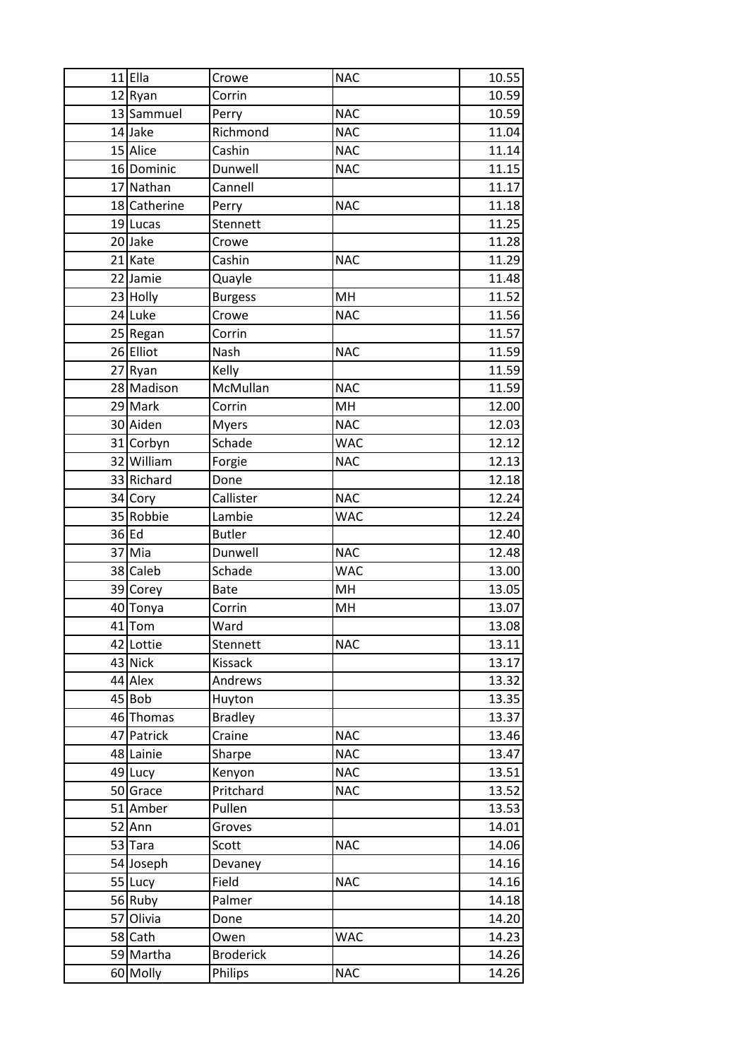| | | | | |
|---|---|---|---|---|
| 11 | Ella | Crowe | NAC | 10.55 |
| 12 | Ryan | Corrin | | 10.59 |
| 13 | Sammuel | Perry | NAC | 10.59 |
| 14 | Jake | Richmond | NAC | 11.04 |
| 15 | Alice | Cashin | NAC | 11.14 |
| 16 | Dominic | Dunwell | NAC | 11.15 |
| 17 | Nathan | Cannell | | 11.17 |
| 18 | Catherine | Perry | NAC | 11.18 |
| 19 | Lucas | Stennett | | 11.25 |
| 20 | Jake | Crowe | | 11.28 |
| 21 | Kate | Cashin | NAC | 11.29 |
| 22 | Jamie | Quayle | | 11.48 |
| 23 | Holly | Burgess | MH | 11.52 |
| 24 | Luke | Crowe | NAC | 11.56 |
| 25 | Regan | Corrin | | 11.57 |
| 26 | Elliot | Nash | NAC | 11.59 |
| 27 | Ryan | Kelly | | 11.59 |
| 28 | Madison | McMullan | NAC | 11.59 |
| 29 | Mark | Corrin | MH | 12.00 |
| 30 | Aiden | Myers | NAC | 12.03 |
| 31 | Corbyn | Schade | WAC | 12.12 |
| 32 | William | Forgie | NAC | 12.13 |
| 33 | Richard | Done | | 12.18 |
| 34 | Cory | Callister | NAC | 12.24 |
| 35 | Robbie | Lambie | WAC | 12.24 |
| 36 | Ed | Butler | | 12.40 |
| 37 | Mia | Dunwell | NAC | 12.48 |
| 38 | Caleb | Schade | WAC | 13.00 |
| 39 | Corey | Bate | MH | 13.05 |
| 40 | Tonya | Corrin | MH | 13.07 |
| 41 | Tom | Ward | | 13.08 |
| 42 | Lottie | Stennett | NAC | 13.11 |
| 43 | Nick | Kissack | | 13.17 |
| 44 | Alex | Andrews | | 13.32 |
| 45 | Bob | Huyton | | 13.35 |
| 46 | Thomas | Bradley | | 13.37 |
| 47 | Patrick | Craine | NAC | 13.46 |
| 48 | Lainie | Sharpe | NAC | 13.47 |
| 49 | Lucy | Kenyon | NAC | 13.51 |
| 50 | Grace | Pritchard | NAC | 13.52 |
| 51 | Amber | Pullen | | 13.53 |
| 52 | Ann | Groves | | 14.01 |
| 53 | Tara | Scott | NAC | 14.06 |
| 54 | Joseph | Devaney | | 14.16 |
| 55 | Lucy | Field | NAC | 14.16 |
| 56 | Ruby | Palmer | | 14.18 |
| 57 | Olivia | Done | | 14.20 |
| 58 | Cath | Owen | WAC | 14.23 |
| 59 | Martha | Broderick | | 14.26 |
| 60 | Molly | Philips | NAC | 14.26 |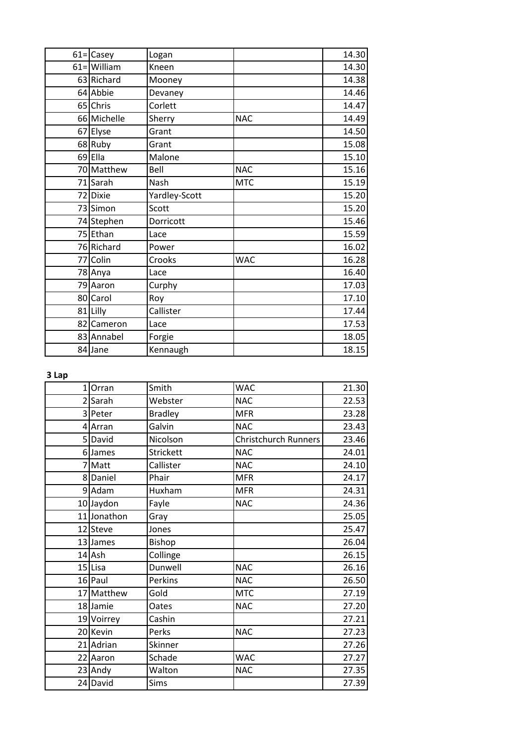| | | | | |
|---|---|---|---|---|
| 61= | Casey | Logan | | 14.30 |
| 61= | William | Kneen | | 14.30 |
| 63 | Richard | Mooney | | 14.38 |
| 64 | Abbie | Devaney | | 14.46 |
| 65 | Chris | Corlett | | 14.47 |
| 66 | Michelle | Sherry | NAC | 14.49 |
| 67 | Elyse | Grant | | 14.50 |
| 68 | Ruby | Grant | | 15.08 |
| 69 | Ella | Malone | | 15.10 |
| 70 | Matthew | Bell | NAC | 15.16 |
| 71 | Sarah | Nash | MTC | 15.19 |
| 72 | Dixie | Yardley-Scott | | 15.20 |
| 73 | Simon | Scott | | 15.20 |
| 74 | Stephen | Dorricott | | 15.46 |
| 75 | Ethan | Lace | | 15.59 |
| 76 | Richard | Power | | 16.02 |
| 77 | Colin | Crooks | WAC | 16.28 |
| 78 | Anya | Lace | | 16.40 |
| 79 | Aaron | Curphy | | 17.03 |
| 80 | Carol | Roy | | 17.10 |
| 81 | Lilly | Callister | | 17.44 |
| 82 | Cameron | Lace | | 17.53 |
| 83 | Annabel | Forgie | | 18.05 |
| 84 | Jane | Kennaugh | | 18.15 |

**3 Lap**

| | | | | |
|---|---|---|---|---|
| 1 | Orran | Smith | WAC | 21.30 |
| 2 | Sarah | Webster | NAC | 22.53 |
| 3 | Peter | Bradley | MFR | 23.28 |
| 4 | Arran | Galvin | NAC | 23.43 |
| 5 | David | Nicolson | Christchurch Runners | 23.46 |
| 6 | James | Strickett | NAC | 24.01 |
| 7 | Matt | Callister | NAC | 24.10 |
| 8 | Daniel | Phair | MFR | 24.17 |
| 9 | Adam | Huxham | MFR | 24.31 |
| 10 | Jaydon | Fayle | NAC | 24.36 |
| 11 | Jonathon | Gray | | 25.05 |
| 12 | Steve | Jones | | 25.47 |
| 13 | James | Bishop | | 26.04 |
| 14 | Ash | Collinge | | 26.15 |
| 15 | Lisa | Dunwell | NAC | 26.16 |
| 16 | Paul | Perkins | NAC | 26.50 |
| 17 | Matthew | Gold | MTC | 27.19 |
| 18 | Jamie | Oates | NAC | 27.20 |
| 19 | Voirrey | Cashin | | 27.21 |
| 20 | Kevin | Perks | NAC | 27.23 |
| 21 | Adrian | Skinner | | 27.26 |
| 22 | Aaron | Schade | WAC | 27.27 |
| 23 | Andy | Walton | NAC | 27.35 |
| 24 | David | Sims | | 27.39 |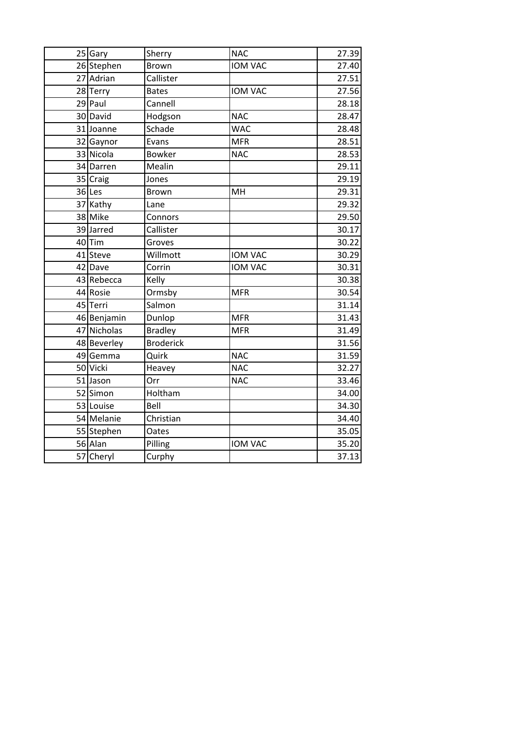| | | | | |
|---|---|---|---|---|
| 25 | Gary | Sherry | NAC | 27.39 |
| 26 | Stephen | Brown | IOM VAC | 27.40 |
| 27 | Adrian | Callister | | 27.51 |
| 28 | Terry | Bates | IOM VAC | 27.56 |
| 29 | Paul | Cannell | | 28.18 |
| 30 | David | Hodgson | NAC | 28.47 |
| 31 | Joanne | Schade | WAC | 28.48 |
| 32 | Gaynor | Evans | MFR | 28.51 |
| 33 | Nicola | Bowker | NAC | 28.53 |
| 34 | Darren | Mealin | | 29.11 |
| 35 | Craig | Jones | | 29.19 |
| 36 | Les | Brown | MH | 29.31 |
| 37 | Kathy | Lane | | 29.32 |
| 38 | Mike | Connors | | 29.50 |
| 39 | Jarred | Callister | | 30.17 |
| 40 | Tim | Groves | | 30.22 |
| 41 | Steve | Willmott | IOM VAC | 30.29 |
| 42 | Dave | Corrin | IOM VAC | 30.31 |
| 43 | Rebecca | Kelly | | 30.38 |
| 44 | Rosie | Ormsby | MFR | 30.54 |
| 45 | Terri | Salmon | | 31.14 |
| 46 | Benjamin | Dunlop | MFR | 31.43 |
| 47 | Nicholas | Bradley | MFR | 31.49 |
| 48 | Beverley | Broderick | | 31.56 |
| 49 | Gemma | Quirk | NAC | 31.59 |
| 50 | Vicki | Heavey | NAC | 32.27 |
| 51 | Jason | Orr | NAC | 33.46 |
| 52 | Simon | Holtham | | 34.00 |
| 53 | Louise | Bell | | 34.30 |
| 54 | Melanie | Christian | | 34.40 |
| 55 | Stephen | Oates | | 35.05 |
| 56 | Alan | Pilling | IOM VAC | 35.20 |
| 57 | Cheryl | Curphy | | 37.13 |